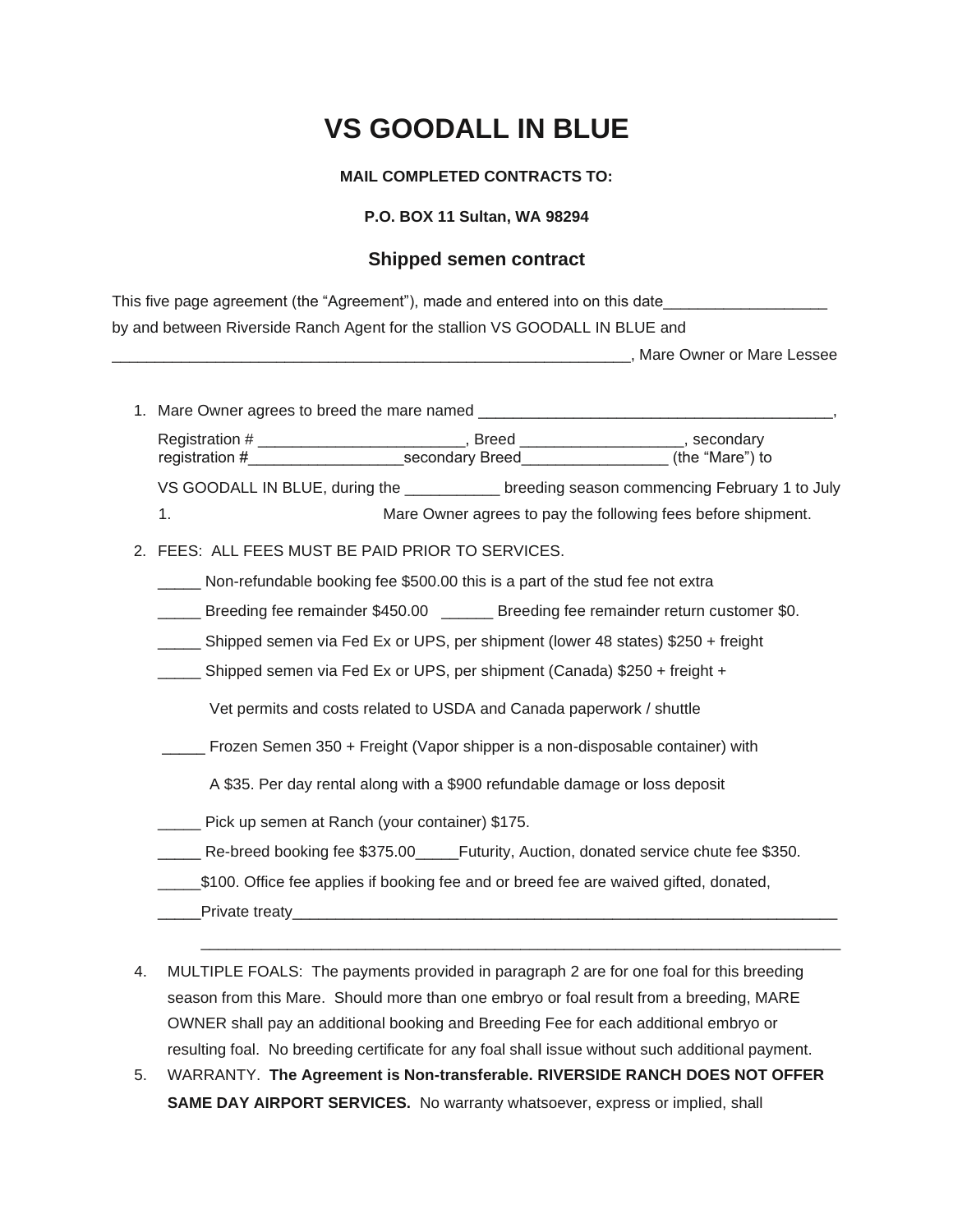# VS GOODALL IN BLUE

**MAIL COMPLETED CONTRACTS TO:**

**P.O. BOX 11 Sultan, WA 98294**

## Shipped semen contract

This five page agreement (the "Agreement"), made and entered into on this date___________________ by and between Riverside Ranch Agent for the stallion VS GOODALL IN BLUE and ______________________________________________________________, Mare Owner or Mare Lessee

1. Mare Owner agrees to breed the mare named _________________________________________, Registration # ________________________, Breed ___________________, secondary registration #__________________secondary Breed_________________ (the "Mare") to VS GOODALL IN BLUE, during the ___________ breeding season commencing February 1 to July 1. Mare Owner agrees to pay the following fees before shipment.

2. FEES: ALL FEES MUST BE PAID PRIOR TO SERVICES.

   _____ Non-refundable booking fee $500.00 this is a part of the stud fee not extra

   _____ Breeding fee remainder $450.00 ______ Breeding fee remainder return customer $0.

   _____ Shipped semen via Fed Ex or UPS, per shipment (lower 48 states) $250 + freight

   _____ Shipped semen via Fed Ex or UPS, per shipment (Canada) $250 + freight +

   Vet permits and costs related to USDA and Canada paperwork / shuttle

   _____ Frozen Semen 350 + Freight (Vapor shipper is a non-disposable container) with

   A $35. Per day rental along with a $900 refundable damage or loss deposit

   _____ Pick up semen at Ranch (your container) $175.

   _____ Re-breed booking fee $375.00_____Futurity, Auction, donated service chute fee $350.

   _____$100. Office fee applies if booking fee and or breed fee are waived gifted, donated,

   _____Private treaty_________________________________________________________________

   ___________________________________________________________________________

4. MULTIPLE FOALS: The payments provided in paragraph 2 are for one foal for this breeding season from this Mare. Should more than one embryo or foal result from a breeding, MARE OWNER shall pay an additional booking and Breeding Fee for each additional embryo or resulting foal. No breeding certificate for any foal shall issue without such additional payment.

5. WARRANTY. **The Agreement is Non-transferable. RIVERSIDE RANCH DOES NOT OFFER SAME DAY AIRPORT SERVICES.** No warranty whatsoever, express or implied, shall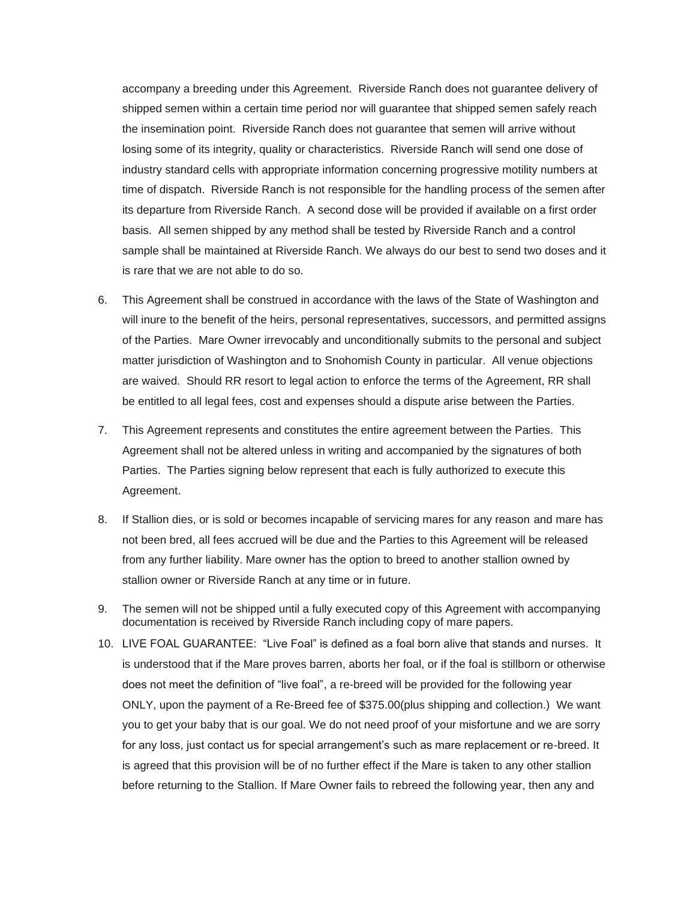accompany a breeding under this Agreement. Riverside Ranch does not guarantee delivery of shipped semen within a certain time period nor will guarantee that shipped semen safely reach the insemination point. Riverside Ranch does not guarantee that semen will arrive without losing some of its integrity, quality or characteristics. Riverside Ranch will send one dose of industry standard cells with appropriate information concerning progressive motility numbers at time of dispatch. Riverside Ranch is not responsible for the handling process of the semen after its departure from Riverside Ranch. A second dose will be provided if available on a first order basis. All semen shipped by any method shall be tested by Riverside Ranch and a control sample shall be maintained at Riverside Ranch. We always do our best to send two doses and it is rare that we are not able to do so.

6. This Agreement shall be construed in accordance with the laws of the State of Washington and will inure to the benefit of the heirs, personal representatives, successors, and permitted assigns of the Parties. Mare Owner irrevocably and unconditionally submits to the personal and subject matter jurisdiction of Washington and to Snohomish County in particular. All venue objections are waived. Should RR resort to legal action to enforce the terms of the Agreement, RR shall be entitled to all legal fees, cost and expenses should a dispute arise between the Parties.

7. This Agreement represents and constitutes the entire agreement between the Parties. This Agreement shall not be altered unless in writing and accompanied by the signatures of both Parties. The Parties signing below represent that each is fully authorized to execute this Agreement.

8. If Stallion dies, or is sold or becomes incapable of servicing mares for any reason and mare has not been bred, all fees accrued will be due and the Parties to this Agreement will be released from any further liability. Mare owner has the option to breed to another stallion owned by stallion owner or Riverside Ranch at any time or in future.

9. The semen will not be shipped until a fully executed copy of this Agreement with accompanying documentation is received by Riverside Ranch including copy of mare papers.

10. LIVE FOAL GUARANTEE: "Live Foal" is defined as a foal born alive that stands and nurses. It is understood that if the Mare proves barren, aborts her foal, or if the foal is stillborn or otherwise does not meet the definition of "live foal", a re-breed will be provided for the following year ONLY, upon the payment of a Re-Breed fee of $375.00(plus shipping and collection.) We want you to get your baby that is our goal. We do not need proof of your misfortune and we are sorry for any loss, just contact us for special arrangement's such as mare replacement or re-breed. It is agreed that this provision will be of no further effect if the Mare is taken to any other stallion before returning to the Stallion. If Mare Owner fails to rebreed the following year, then any and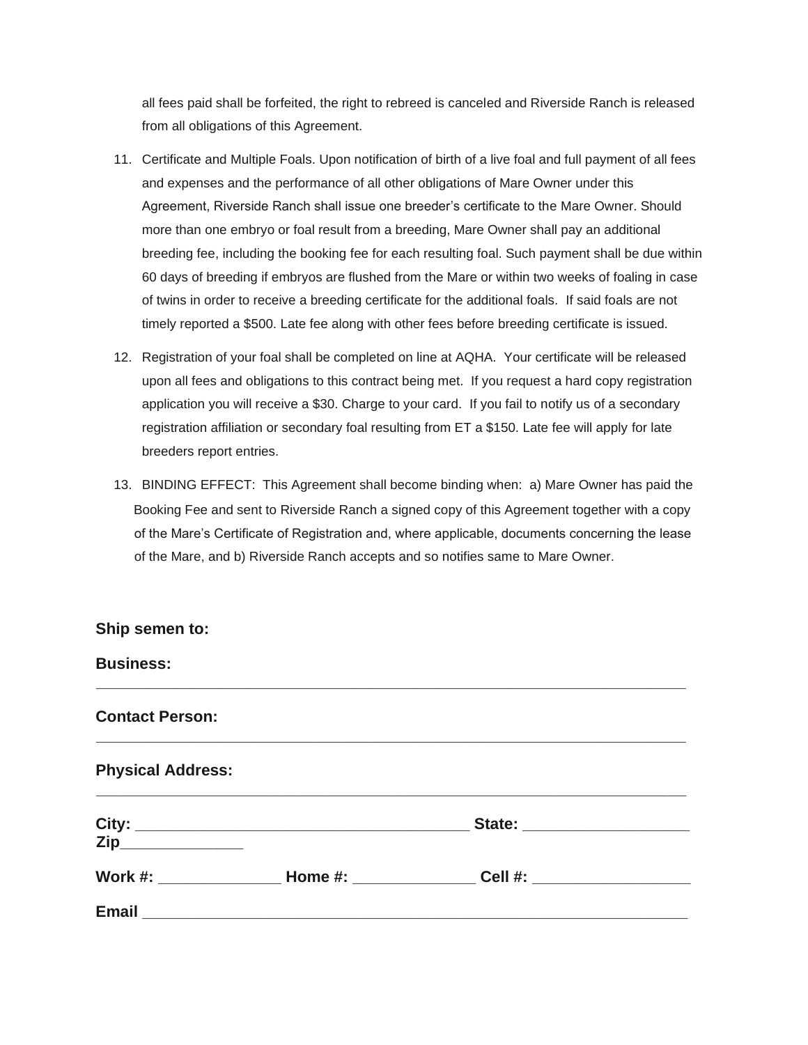all fees paid shall be forfeited, the right to rebreed is canceled and Riverside Ranch is released from all obligations of this Agreement.

11. Certificate and Multiple Foals. Upon notification of birth of a live foal and full payment of all fees and expenses and the performance of all other obligations of Mare Owner under this Agreement, Riverside Ranch shall issue one breeder's certificate to the Mare Owner. Should more than one embryo or foal result from a breeding, Mare Owner shall pay an additional breeding fee, including the booking fee for each resulting foal. Such payment shall be due within 60 days of breeding if embryos are flushed from the Mare or within two weeks of foaling in case of twins in order to receive a breeding certificate for the additional foals. If said foals are not timely reported a $500. Late fee along with other fees before breeding certificate is issued.

12. Registration of your foal shall be completed on line at AQHA. Your certificate will be released upon all fees and obligations to this contract being met. If you request a hard copy registration application you will receive a $30. Charge to your card. If you fail to notify us of a secondary registration affiliation or secondary foal resulting from ET a $150. Late fee will apply for late breeders report entries.

13. BINDING EFFECT: This Agreement shall become binding when: a) Mare Owner has paid the Booking Fee and sent to Riverside Ranch a signed copy of this Agreement together with a copy of the Mare's Certificate of Registration and, where applicable, documents concerning the lease of the Mare, and b) Riverside Ranch accepts and so notifies same to Mare Owner.

**Ship semen to:**

**Business:** ___________________________________________________________________________

**Contact Person:** ___________________________________________________________________________

**Physical Address:** ___________________________________________________________________________

**City:** ________________________________________ **State:** ____________________ **Zip**_______________

**Work #:** ______________ **Home #:** ______________ **Cell #:** __________________

**Email** _________________________________________________________________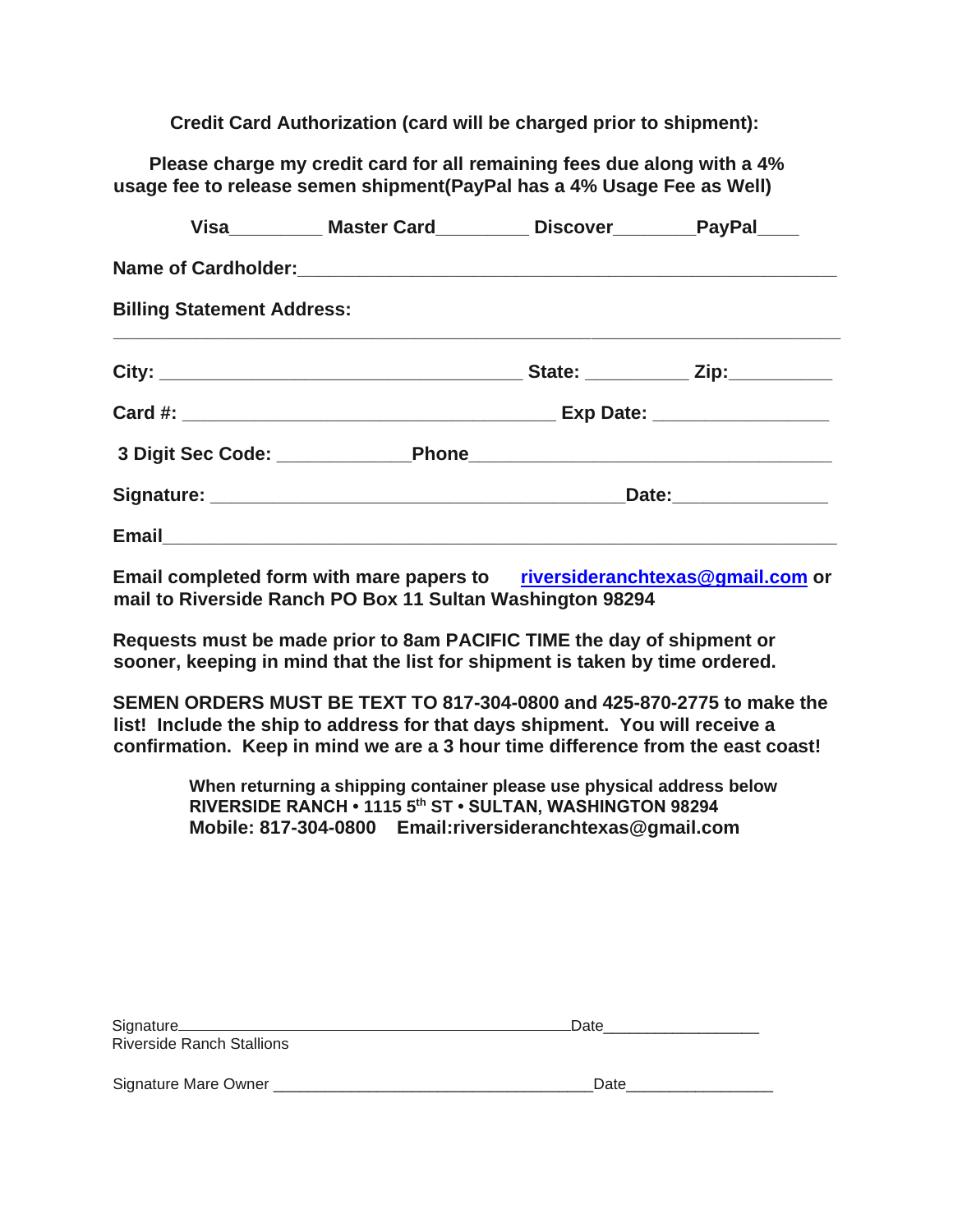**Credit Card Authorization (card will be charged prior to shipment):**

**Please charge my credit card for all remaining fees due along with a 4% usage fee to release semen shipment(PayPal has a 4% Usage Fee as Well)**

**Visa**_________ **Master Card**_________ **Discover**________**PayPal**____

**Name of Cardholder:**_______________________________________________________

**Billing Statement Address:**

_____________________________________________________________________________

**City:** __________________________________ **State:** __________ **Zip:**__________

**Card #:** ___________________________________ **Exp Date:** ________________

**3 Digit Sec Code:** ____________**Phone**__________________________________

**Signature:** _______________________________________**Date:**______________

**Email**_________________________________________________________________

**Email completed form with mare papers to** **riversideranchtexas@gmail.com** **or mail to Riverside Ranch PO Box 11 Sultan Washington 98294**

**Requests must be made prior to 8am PACIFIC TIME the day of shipment or sooner, keeping in mind that the list for shipment is taken by time ordered.**

**SEMEN ORDERS MUST BE TEXT TO 817-304-0800 and 425-870-2775 to make the list! Include the ship to address for that days shipment. You will receive a confirmation. Keep in mind we are a 3 hour time difference from the east coast!**

**When returning a shipping container please use physical address below**
**RIVERSIDE RANCH • 1115 5th ST • SULTAN, WASHINGTON 98294**
**Mobile: 817-304-0800 Email:riversideranchtexas@gmail.com**

Signature_______________________________________________Date_________________
Riverside Ranch Stallions

Signature Mare Owner ____________________________________Date________________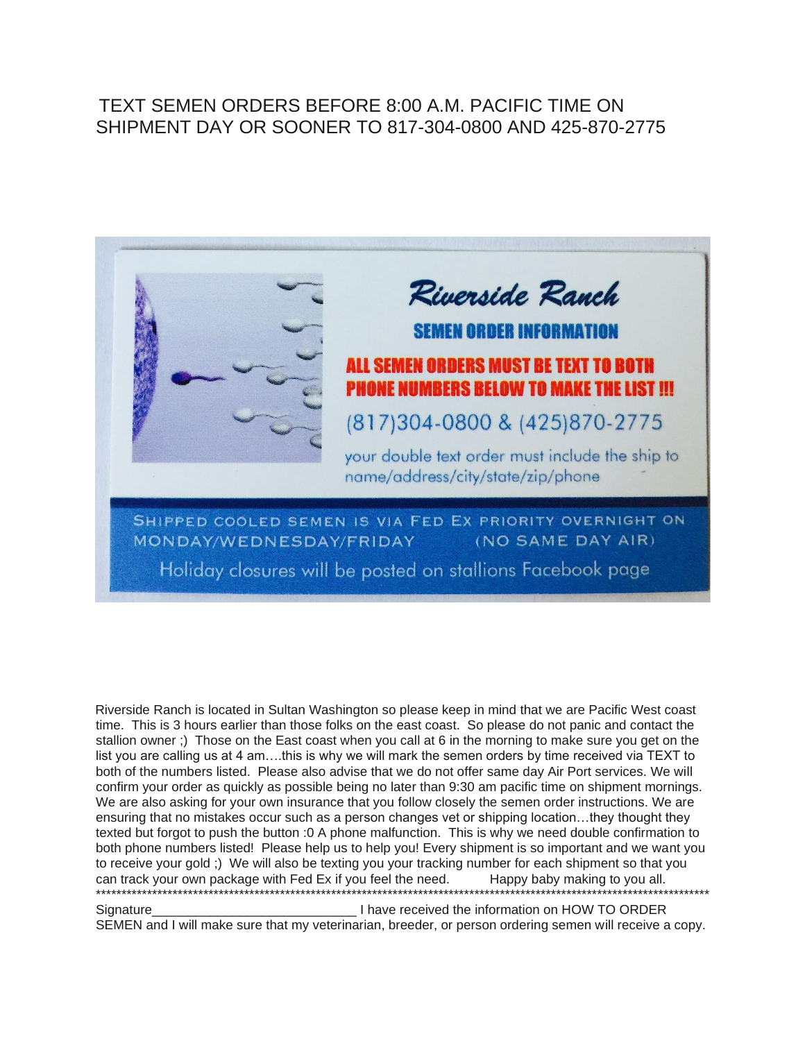TEXT SEMEN ORDERS BEFORE 8:00 A.M. PACIFIC TIME ON SHIPMENT DAY OR SOONER TO 817-304-0800 AND 425-870-2775

*Riverside Ranch*

**SEMEN ORDER INFORMATION**

**ALL SEMEN ORDERS MUST BE TEXT TO BOTH PHONE NUMBERS BELOW TO MAKE THE LIST !!!**

(817)304-0800 & (425)870-2775

your double text order must include the ship to name/address/city/state/zip/phone

SHIPPED COOLED SEMEN IS VIA FED EX PRIORITY OVERNIGHT ON MONDAY/WEDNESDAY/FRIDAY (NO SAME DAY AIR)

Holiday closures will be posted on stallions Facebook page

Riverside Ranch is located in Sultan Washington so please keep in mind that we are Pacific West coast time. This is 3 hours earlier than those folks on the east coast. So please do not panic and contact the stallion owner ;) Those on the East coast when you call at 6 in the morning to make sure you get on the list you are calling us at 4 am….this is why we will mark the semen orders by time received via TEXT to both of the numbers listed. Please also advise that we do not offer same day Air Port services. We will confirm your order as quickly as possible being no later than 9:30 am pacific time on shipment mornings. We are also asking for your own insurance that you follow closely the semen order instructions. We are ensuring that no mistakes occur such as a person changes vet or shipping location…they thought they texted but forgot to push the button :0 A phone malfunction. This is why we need double confirmation to both phone numbers listed! Please help us to help you! Every shipment is so important and we want you to receive your gold ;) We will also be texting you your tracking number for each shipment so that you can track your own package with Fed Ex if you feel the need. Happy baby making to you all.

****************************************************************************************************************************

Signature____________________________ I have received the information on HOW TO ORDER SEMEN and I will make sure that my veterinarian, breeder, or person ordering semen will receive a copy.